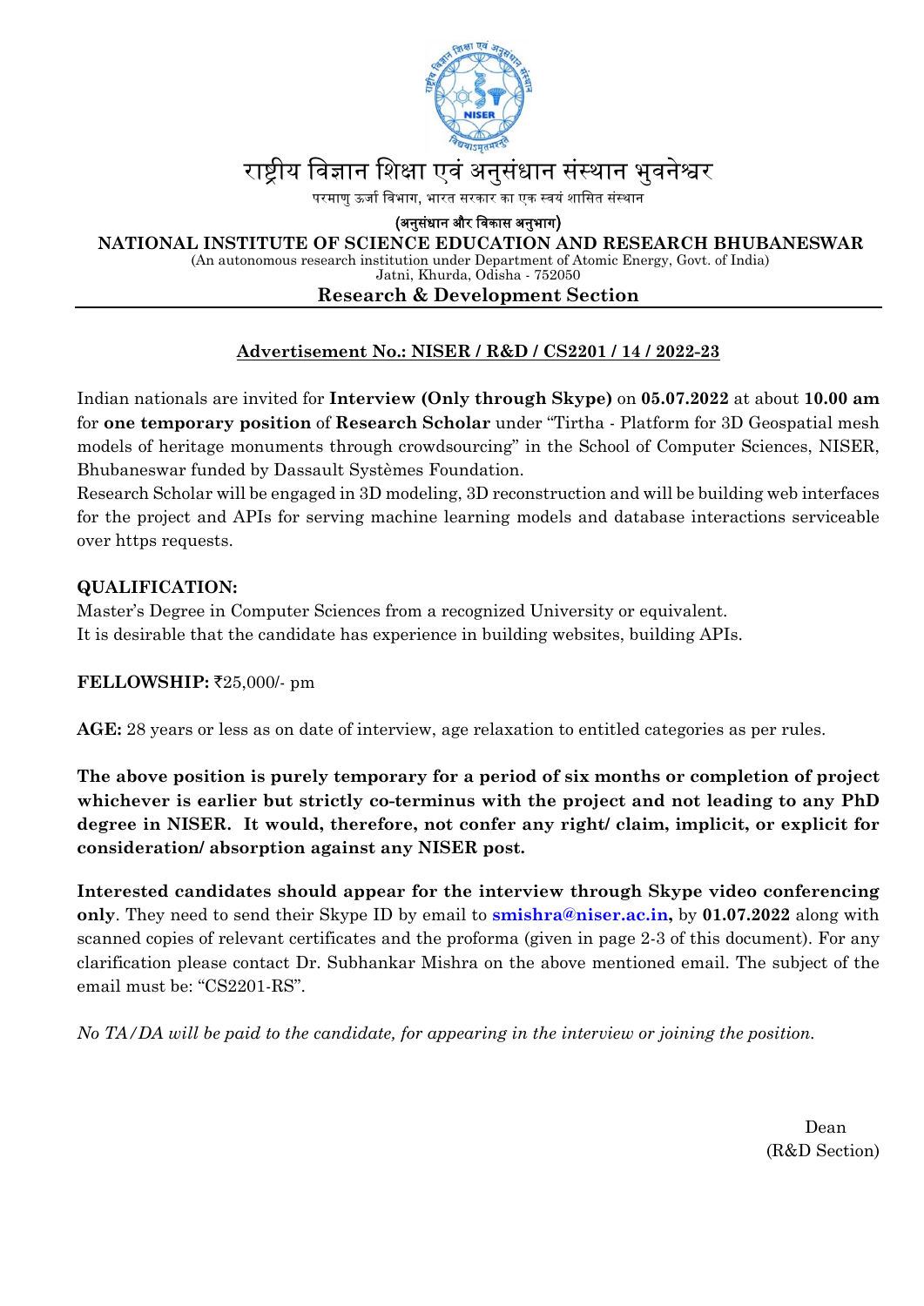राष्ट्रीय विज्ञान शिक्षा एवं अनुसंधान संस्थान भुवनेश्वर

परमाणु ऊर्जा विभाग, भारत सरकार का एक स्वयं शासित संस्थान

**(अनुसंधान और विकास अनुभाग)**

**NATIONAL INSTITUTE OF SCIENCE EDUCATION AND RESEARCH BHUBANESWAR**

(An autonomous research institution under Department of Atomic Energy, Govt. of India)

Jatni, Khurda, Odisha - 752050

**Research & Development Section**

---

**Advertisement No.: NISER / R&D / CS2201 / 14 / 2022-23**

Indian nationals are invited for **Interview (Only through Skype)** on **05.07.2022** at about **10.00 am** for **one temporary position** of **Research Scholar** under "Tirtha - Platform for 3D Geospatial mesh models of heritage monuments through crowdsourcing" in the School of Computer Sciences, NISER, Bhubaneswar funded by Dassault Systèmes Foundation.

Research Scholar will be engaged in 3D modeling, 3D reconstruction and will be building web interfaces for the project and APIs for serving machine learning models and database interactions serviceable over https requests.

**QUALIFICATION:**

Master's Degree in Computer Sciences from a recognized University or equivalent.

It is desirable that the candidate has experience in building websites, building APIs.

**FELLOWSHIP:** ₹25,000/- pm

**AGE:** 28 years or less as on date of interview, age relaxation to entitled categories as per rules.

**The above position is purely temporary for a period of six months or completion of project whichever is earlier but strictly co-terminus with the project and not leading to any PhD degree in NISER. It would, therefore, not confer any right/ claim, implicit, or explicit for consideration/ absorption against any NISER post.**

**Interested candidates should appear for the interview through Skype video conferencing only**. They need to send their Skype ID by email to **smishra@niser.ac.in,** by **01.07.2022** along with scanned copies of relevant certificates and the proforma (given in page 2-3 of this document). For any clarification please contact Dr. Subhankar Mishra on the above mentioned email. The subject of the email must be: "CS2201-RS".

*No TA/DA will be paid to the candidate, for appearing in the interview or joining the position.*

Dean
(R&D Section)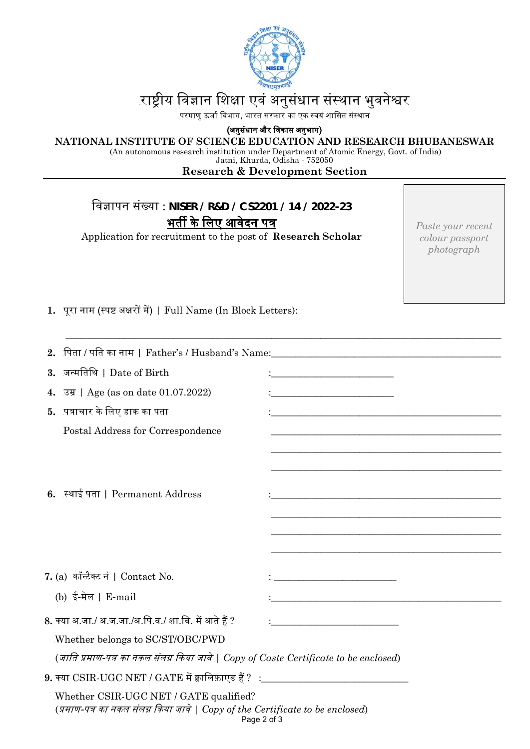# राष्ट्रीय विज्ञान शिक्षा एवं अनुसंधान संस्थान भुवनेश्वर

परमाणु ऊर्जा विभाग, भारत सरकार का एक स्वयं शासित संस्थान

**(अनुसंधान और विकास अनुभाग)**

## NATIONAL INSTITUTE OF SCIENCE EDUCATION AND RESEARCH BHUBANESWAR

(An autonomous research institution under Department of Atomic Energy, Govt. of India)
Jatni, Khurda, Odisha - 752050

**Research & Development Section**

---

विज्ञापन संख्या : **NISER / R&D / CS2201 / 14 / 2022-23**

**भर्ती के लिए आवेदन पत्र**

Application for recruitment to the post of **Research Scholar**

*Paste your recent colour passport photograph*

1. **1.** पूरा नाम (स्पष्ट अक्षरों में) | Full Name (In Block Letters):

   ______________________________________________

2. **2.** पिता / पति का नाम | Father's / Husband's Name: ______________________

3. **3.** जन्मतिथि | Date of Birth : ______________________

4. **4.** उम्र | Age (as on date 01.07.2022) : ______________________

5. **5.** पत्राचार के लिए डाक का पता
   Postal Address for Correspondence : ______________________

6. **6.** स्थाई पता | Permanent Address : ______________________

7. **7.** (a) कॉन्टैक्ट नं | Contact No. : ______________________

   (b) ई-मेल | E-mail : ______________________

8. **8.** क्या अ.जा./ अ.ज.जा./अ.पि.व./ शा.वि. में आते हैं ? : ______________________

   Whether belongs to SC/ST/OBC/PWD

   (*जाति प्रमाण-पत्र का नकल संलग्न किया जावे | Copy of Caste Certificate to be enclosed*)

9. **9.** क्या CSIR-UGC NET / GATE में क्वालिफ़ाएड हैं ? : ______________________

   Whether CSIR-UGC NET / GATE qualified?

   (*प्रमाण-पत्र का नकल संलग्न किया जावे | Copy of the Certificate to be enclosed*)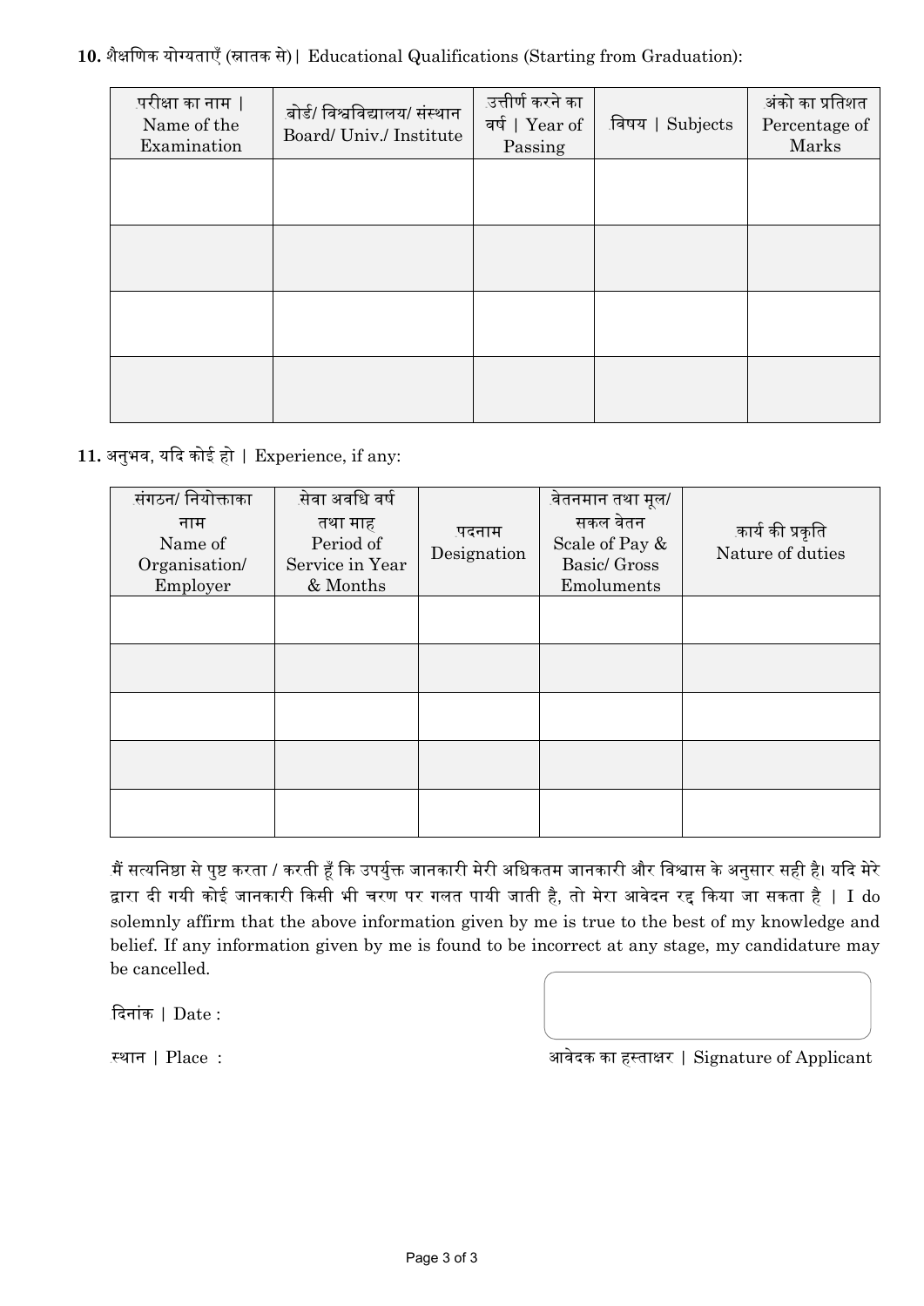**10.** शैक्षणिक योग्यताएँ (स्नातक से) | Educational Qualifications (Starting from Graduation):

| परीक्षा का नाम \| Name of the Examination | बोर्ड/ विश्वविद्यालय/ संस्थान Board/ Univ./ Institute | उत्तीर्ण करने का वर्ष \| Year of Passing | विषय \| Subjects | अंको का प्रतिशत Percentage of Marks |
|---|---|---|---|---|
| | | | | |
| | | | | |
| | | | | |
| | | | | |

**11.** अनुभव, यदि कोई हो | Experience, if any:

| संगठन/ नियोक्ताका नाम Name of Organisation/ Employer | सेवा अवधि वर्ष तथा माह Period of Service in Year & Months | पदनाम Designation | वेतनमान तथा मूल/ सकल वेतन Scale of Pay & Basic/ Gross Emoluments | कार्य की प्रकृति Nature of duties |
|---|---|---|---|---|
| | | | | |
| | | | | |
| | | | | |
| | | | | |
| | | | | |

मैं सत्यनिष्ठा से पुष्ट करता / करती हूँ कि उपर्युक्त जानकारी मेरी अधिकतम जानकारी और विश्वास के अनुसार सही है। यदि मेरे द्वारा दी गयी कोई जानकारी किसी भी चरण पर गलत पायी जाती है, तो मेरा आवेदन रद्द किया जा सकता है | I do solemnly affirm that the above information given by me is true to the best of my knowledge and belief. If any information given by me is found to be incorrect at any stage, my candidature may be cancelled.

दिनांक | Date :

स्थान | Place :

आवेदक का हस्ताक्षर | Signature of Applicant